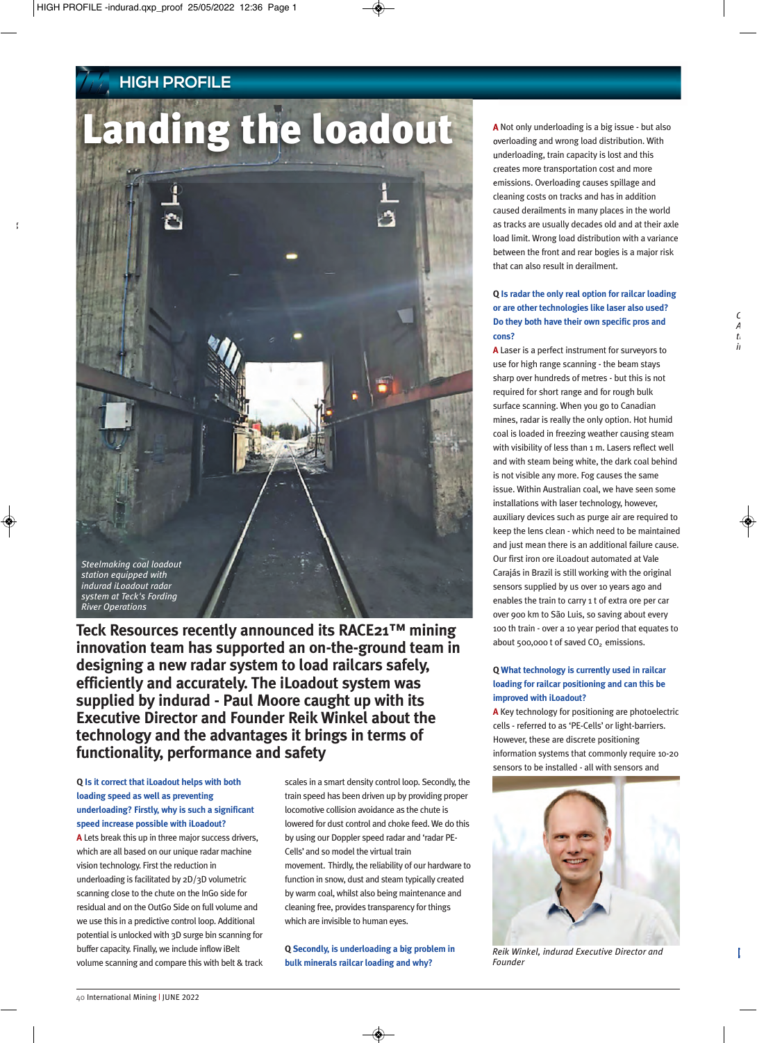HIGH PROFILE

# Landing the loadout

*Steelmaking coal loadout station equipped with indurad iLoadout radar system at Teck's Fording River Operations*

**Teck Resources recently announced its RACE21™ mining innovation team has supported an on-the-ground team in designing a new radar system to load railcars safely, efficiently and accurately. The iLoadout system was supplied by indurad - Paul Moore caught up with its Executive Director and Founder Reik Winkel about the technology and the advantages it brings in terms of functionality, performance and safety**

**Q Is it correct that iLoadout helps with both loading speed as well as preventing underloading? Firstly, why is such a significant speed increase possible with iLoadout?**

**A** Lets break this up in three major success drivers, which are all based on our unique radar machine vision technology. First the reduction in underloading is facilitated by 2D/3D volumetric scanning close to the chute on the InGo side for residual and on the OutGo Side on full volume and we use this in a predictive control loop. Additional potential is unlocked with 3D surge bin scanning for buffer capacity. Finally, we include inflow iBelt volume scanning and compare this with belt & track scales in a smart density control loop. Secondly, the train speed has been driven up by providing proper locomotive collision avoidance as the chute is lowered for dust control and choke feed. We do this by using our Doppler speed radar and 'radar PE-Cells' and so model the virtual train movement. Thirdly, the reliability of our hardware to function in snow, dust and steam typically created by warm coal, whilst also being maintenance and cleaning free, provides transparency for things which are invisible to human eyes.

**Q Secondly, is underloading a big problem in bulk minerals railcar loading and why?**

**A** Not only underloading is a big issue - but also overloading and wrong load distribution. With underloading, train capacity is lost and this creates more transportation cost and more emissions. Overloading causes spillage and cleaning costs on tracks and has in addition caused derailments in many places in the world as tracks are usually decades old and at their axle load limit. Wrong load distribution with a variance between the front and rear bogies is a major risk that can also result in derailment.

**Q Is radar the only real option for railcar loading or are other technologies like laser also used? Do they both have their own specific pros and cons?**

**A** Laser is a perfect instrument for surveyors to use for high range scanning - the beam stays sharp over hundreds of metres - but this is not required for short range and for rough bulk surface scanning. When you go to Canadian mines, radar is really the only option. Hot humid coal is loaded in freezing weather causing steam with visibility of less than 1 m. Lasers reflect well and with steam being white, the dark coal behind is not visible any more. Fog causes the same issue. Within Australian coal, we have seen some installations with laser technology, however, auxiliary devices such as purge air are required to keep the lens clean - which need to be maintained and just mean there is an additional failure cause. Our first iron ore iLoadout automated at Vale Carajás in Brazil is still working with the original sensors supplied by us over 10 years ago and enables the train to carry 1 t of extra ore per car over 900 km to São Luis, so saving about every 100 th train - over a 10 year period that equates to about 500,000 t of saved $CO_2$ emissions.

**Q What technology is currently used in railcar loading for railcar positioning and can this be improved with iLoadout?**

**A** Key technology for positioning are photoelectric cells - referred to as 'PE-Cells' or light-barriers. However, these are discrete positioning information systems that commonly require 10-20 sensors to be installed - all with sensors and

*Reik Winkel, indurad Executive Director and Founder*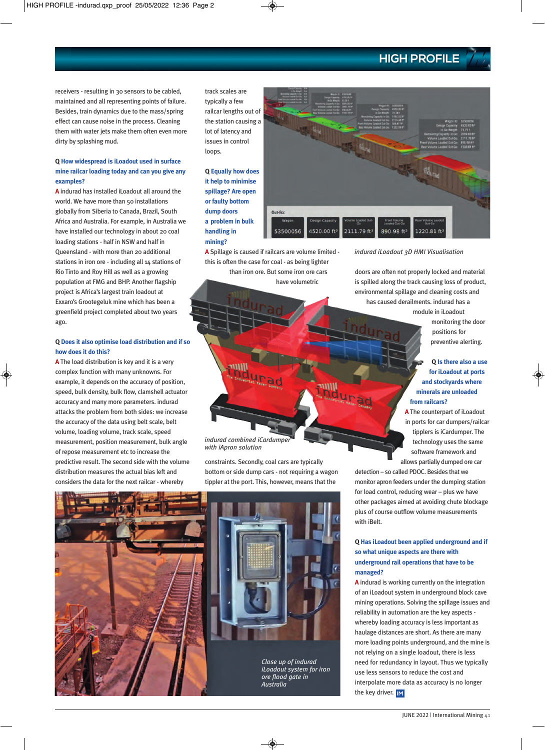receivers - resulting in 30 sensors to be cabled, maintained and all representing points of failure. Besides, train dynamics due to the mass/spring effect can cause noise in the process. Cleaning them with water jets make them often even more dirty by splashing mud.

**Q How widespread is iLoadout used in surface mine railcar loading today and can you give any examples?**

**A** indurad has installed iLoadout all around the world. We have more than 50 installations globally from Siberia to Canada, Brazil, South Africa and Australia. For example, in Australia we have installed our technology in about 20 coal loading stations - half in NSW and half in Queensland - with more than 20 additional stations in iron ore - including all 14 stations of Rio Tinto and Roy Hill as well as a growing population at FMG and BHP. Another flagship project is Africa's largest train loadout at Exxaro's Grootegeluk mine which has been a greenfield project completed about two years ago.

**Q Does it also optimise load distribution and if so how does it do this?**

**A** The load distribution is key and it is a very complex function with many unknowns. For example, it depends on the accuracy of position, speed, bulk density, bulk flow, clamshell actuator accuracy and many more parameters. indurad attacks the problem from both sides: we increase the accuracy of the data using belt scale, belt volume, loading volume, track scale, speed measurement, position measurement, bulk angle of repose measurement etc to increase the predictive result. The second side with the volume distribution measures the actual bias left and considers the data for the next railcar - whereby track scales are typically a few railcar lengths out of the station causing a lot of latency and issues in control loops.

**Q Equally how does it help to minimise spillage? Are open or faulty bottom dump doors a problem in bulk handling in mining?**

**A** Spillage is caused if railcars are volume limited - this is often the case for coal - as being lighter than iron ore. But some iron ore cars have volumetric constraints. Secondly, coal cars are typically bottom or side dump cars - not requiring a wagon tippler at the port. This, however, means that the doors are often not properly locked and material is spilled along the track causing loss of product, environmental spillage and cleaning costs and has caused derailments. indurad has a module in iLoadout monitoring the door positions for preventive alerting.

*indurad iLoadout 3D HMI Visualisation*

*indurad combined iCardumper with iApron solution*

**Q Is there also a use for iLoadout at ports and stockyards where minerals are unloaded from railcars?**

**A** The counterpart of iLoadout in ports for car dumpers/railcar tipplers is iCardumper. The technology uses the same software framework and allows partially dumped ore car detection – so called PDOC. Besides that we monitor apron feeders under the dumping station for load control, reducing wear – plus we have other packages aimed at avoiding chute blockage plus of course outflow volume measurements with iBelt.

**Q Has iLoadout been applied underground and if so what unique aspects are there with underground rail operations that have to be managed?**

**A** indurad is working currently on the integration of an iLoadout system in underground block cave mining operations. Solving the spillage issues and reliability in automation are the key aspects - whereby loading accuracy is less important as haulage distances are short. As there are many more loading points underground, and the mine is not relying on a single loadout, there is less need for redundancy in layout. Thus we typically use less sensors to reduce the cost and interpolate more data as accuracy is no longer the key driver. IM

*Close up of indurad iLoadout system for iron ore flood gate in Australia*